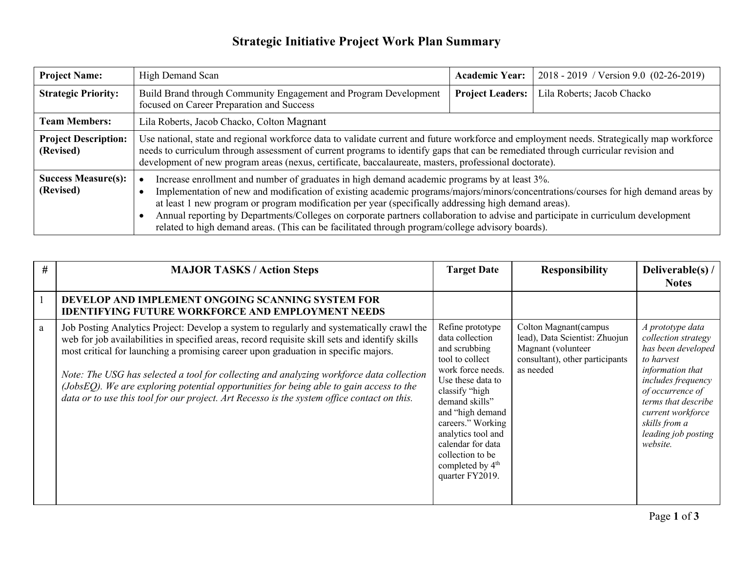# Strategic Initiative Project Work Plan Summary

| **Project Name:** | High Demand Scan | **Academic Year:** | 2018 - 2019 / Version 9.0 (02-26-2019) |
|---|---|---|---|
| **Strategic Priority:** | Build Brand through Community Engagement and Program Development focused on Career Preparation and Success | **Project Leaders:** | Lila Roberts; Jacob Chacko |
| **Team Members:** | Lila Roberts, Jacob Chacko, Colton Magnant | | |
| **Project Description: (Revised)** | Use national, state and regional workforce data to validate current and future workforce and employment needs. Strategically map workforce needs to curriculum through assessment of current programs to identify gaps that can be remediated through curricular revision and development of new program areas (nexus, certificate, baccalaureate, masters, professional doctorate). | | |
| **Success Measure(s): (Revised)** | • Increase enrollment and number of graduates in high demand academic programs by at least 3%.<br>• Implementation of new and modification of existing academic programs/majors/minors/concentrations/courses for high demand areas by at least 1 new program or program modification per year (specifically addressing high demand areas).<br>• Annual reporting by Departments/Colleges on corporate partners collaboration to advise and participate in curriculum development related to high demand areas. (This can be facilitated through program/college advisory boards). | | |

| # | MAJOR TASKS / Action Steps | Target Date | Responsibility | Deliverable(s) / Notes |
|---|---|---|---|---|
| 1 | **DEVELOP AND IMPLEMENT ONGOING SCANNING SYSTEM FOR IDENTIFYING FUTURE WORKFORCE AND EMPLOYMENT NEEDS** | | | |
| a | Job Posting Analytics Project: Develop a system to regularly and systematically crawl the web for job availabilities in specified areas, record requisite skill sets and identify skills most critical for launching a promising career upon graduation in specific majors.<br><br>*Note: The USG has selected a tool for collecting and analyzing workforce data collection (JobsEQ). We are exploring potential opportunities for being able to gain access to the data or to use this tool for our project. Art Recesso is the system office contact on this.* | Refine prototype data collection and scrubbing tool to collect work force needs. Use these data to classify "high demand skills" and "high demand careers." Working analytics tool and calendar for data collection to be completed by 4th quarter FY2019. | Colton Magnant(campus lead), Data Scientist: Zhuojun Magnant (volunteer consultant), other participants as needed | *A prototype data collection strategy has been developed to harvest information that includes frequency of occurrence of terms that describe current workforce skills from a leading job posting website.* |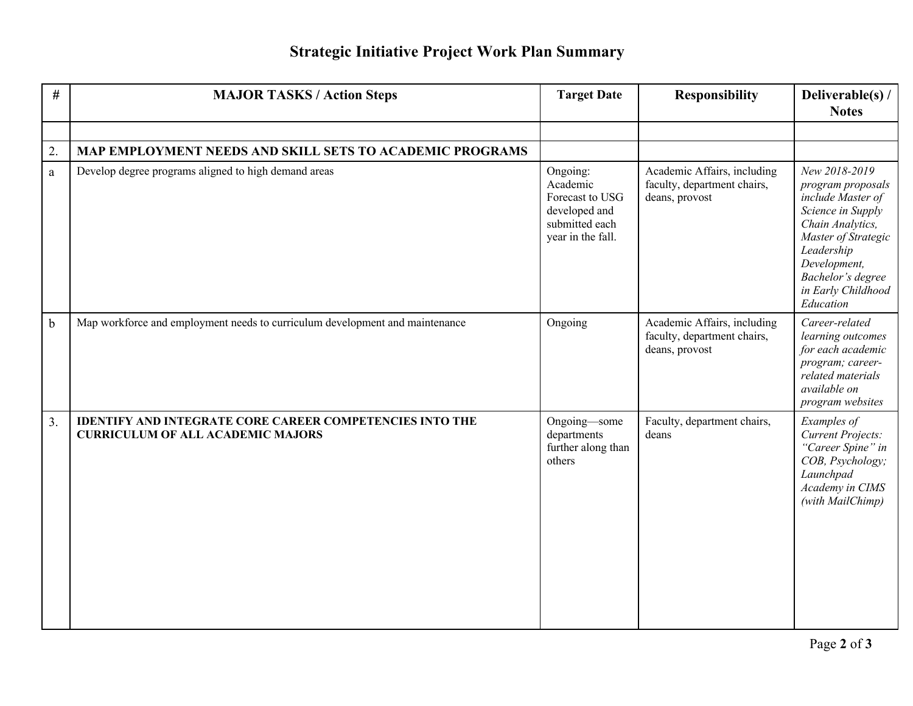# Strategic Initiative Project Work Plan Summary

| # | MAJOR TASKS / Action Steps | Target Date | Responsibility | Deliverable(s) / Notes |
|---|---|---|---|---|
| | | | | |
| 2. | **MAP EMPLOYMENT NEEDS AND SKILL SETS TO ACADEMIC PROGRAMS** | | | |
| a | Develop degree programs aligned to high demand areas | Ongoing: Academic Forecast to USG developed and submitted each year in the fall. | Academic Affairs, including faculty, department chairs, deans, provost | *New 2018-2019 program proposals include Master of Science in Supply Chain Analytics, Master of Strategic Leadership Development, Bachelor's degree in Early Childhood Education* |
| b | Map workforce and employment needs to curriculum development and maintenance | Ongoing | Academic Affairs, including faculty, department chairs, deans, provost | *Career-related learning outcomes for each academic program; career-related materials available on program websites* |
| 3. | **IDENTIFY AND INTEGRATE CORE CAREER COMPETENCIES INTO THE CURRICULUM OF ALL ACADEMIC MAJORS** | Ongoing—some departments further along than others | Faculty, department chairs, deans | *Examples of Current Projects: "Career Spine" in COB, Psychology; Launchpad Academy in CIMS (with MailChimp)* |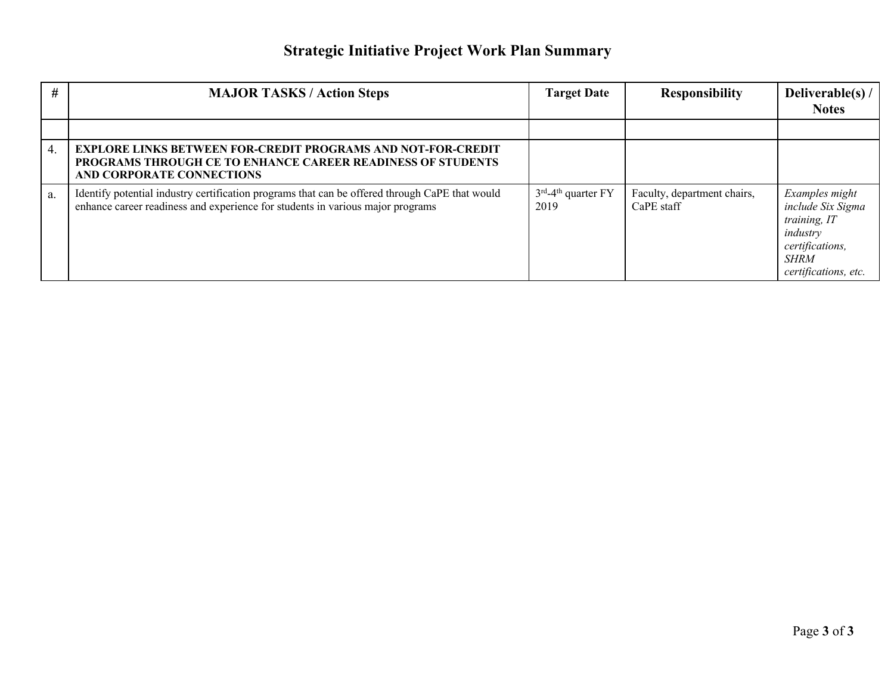# Strategic Initiative Project Work Plan Summary

| # | MAJOR TASKS / Action Steps | Target Date | Responsibility | Deliverable(s) / Notes |
|---|---|---|---|---|
| | | | | |
| 4. | **EXPLORE LINKS BETWEEN FOR-CREDIT PROGRAMS AND NOT-FOR-CREDIT PROGRAMS THROUGH CE TO ENHANCE CAREER READINESS OF STUDENTS AND CORPORATE CONNECTIONS** | | | |
| a. | Identify potential industry certification programs that can be offered through CaPE that would enhance career readiness and experience for students in various major programs | 3rd-4th quarter FY 2019 | Faculty, department chairs, CaPE staff | *Examples might include Six Sigma training, IT industry certifications, SHRM certifications, etc.* |